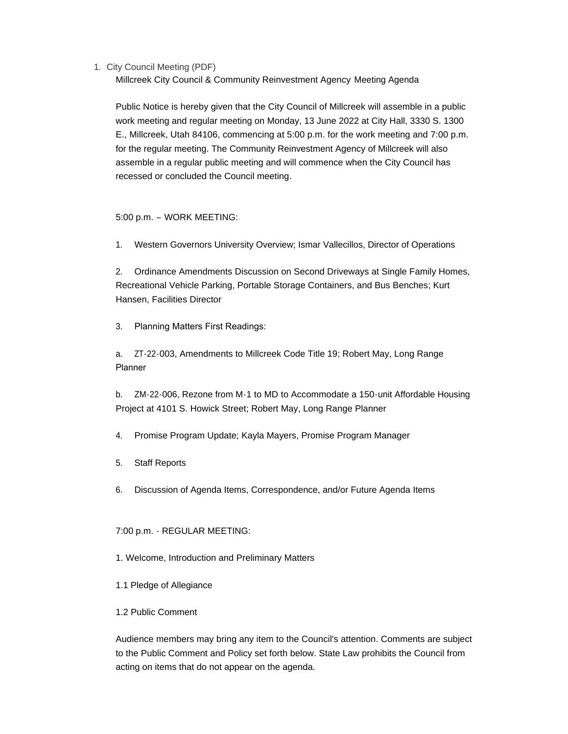1. City Council Meeting (PDF)

Millcreek City Council & Community Reinvestment Agency Meeting Agenda

Public Notice is hereby given that the City Council of Millcreek will assemble in a public work meeting and regular meeting on Monday, 13 June 2022 at City Hall, 3330 S. 1300 E., Millcreek, Utah 84106, commencing at 5:00 p.m. for the work meeting and 7:00 p.m. for the regular meeting. The Community Reinvestment Agency of Millcreek will also assemble in a regular public meeting and will commence when the City Council has recessed or concluded the Council meeting.

5:00 p.m. – WORK MEETING:

1. Western Governors University Overview; Ismar Vallecillos, Director of Operations

2. Ordinance Amendments Discussion on Second Driveways at Single Family Homes, Recreational Vehicle Parking, Portable Storage Containers, and Bus Benches; Kurt Hansen, Facilities Director

3. Planning Matters First Readings:

a. ZT-22-003, Amendments to Millcreek Code Title 19; Robert May, Long Range Planner

b. ZM-22-006, Rezone from M-1 to MD to Accommodate a 150-unit Affordable Housing Project at 4101 S. Howick Street; Robert May, Long Range Planner

4. Promise Program Update; Kayla Mayers, Promise Program Manager

5. Staff Reports

6. Discussion of Agenda Items, Correspondence, and/or Future Agenda Items

7:00 p.m. - REGULAR MEETING:

1. Welcome, Introduction and Preliminary Matters

1.1 Pledge of Allegiance

1.2 Public Comment

Audience members may bring any item to the Council's attention. Comments are subject to the Public Comment and Policy set forth below. State Law prohibits the Council from acting on items that do not appear on the agenda.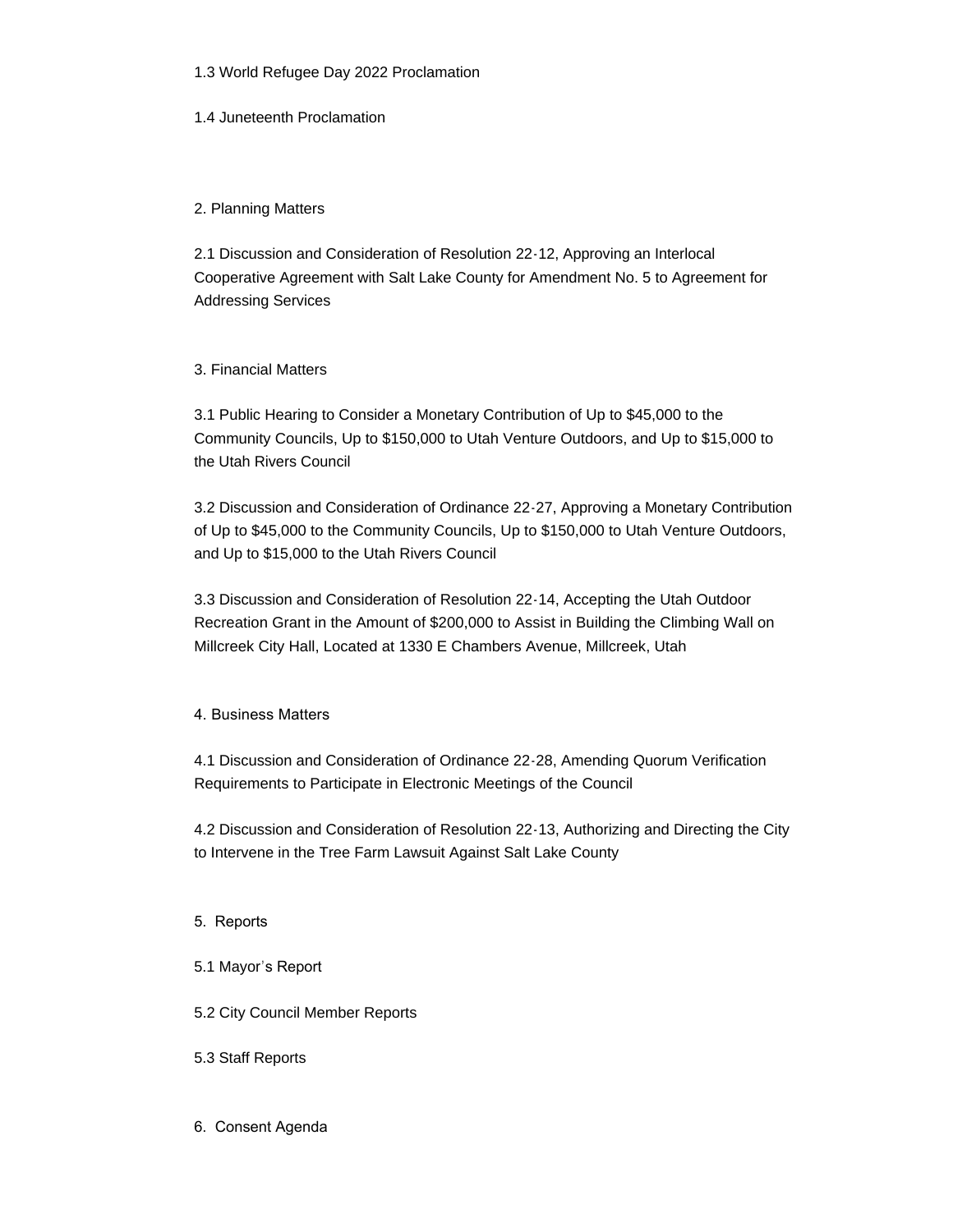1.3 World Refugee Day 2022 Proclamation

1.4 Juneteenth Proclamation

2. Planning Matters

2.1 Discussion and Consideration of Resolution 22-12, Approving an Interlocal Cooperative Agreement with Salt Lake County for Amendment No. 5 to Agreement for Addressing Services

3. Financial Matters

3.1 Public Hearing to Consider a Monetary Contribution of Up to $45,000 to the Community Councils, Up to $150,000 to Utah Venture Outdoors, and Up to $15,000 to the Utah Rivers Council

3.2 Discussion and Consideration of Ordinance 22-27, Approving a Monetary Contribution of Up to $45,000 to the Community Councils, Up to $150,000 to Utah Venture Outdoors, and Up to $15,000 to the Utah Rivers Council

3.3 Discussion and Consideration of Resolution 22-14, Accepting the Utah Outdoor Recreation Grant in the Amount of $200,000 to Assist in Building the Climbing Wall on Millcreek City Hall, Located at 1330 E Chambers Avenue, Millcreek, Utah

4. Business Matters

4.1 Discussion and Consideration of Ordinance 22-28, Amending Quorum Verification Requirements to Participate in Electronic Meetings of the Council

4.2 Discussion and Consideration of Resolution 22-13, Authorizing and Directing the City to Intervene in the Tree Farm Lawsuit Against Salt Lake County

5. Reports

5.1 Mayor's Report

5.2 City Council Member Reports

5.3 Staff Reports

6. Consent Agenda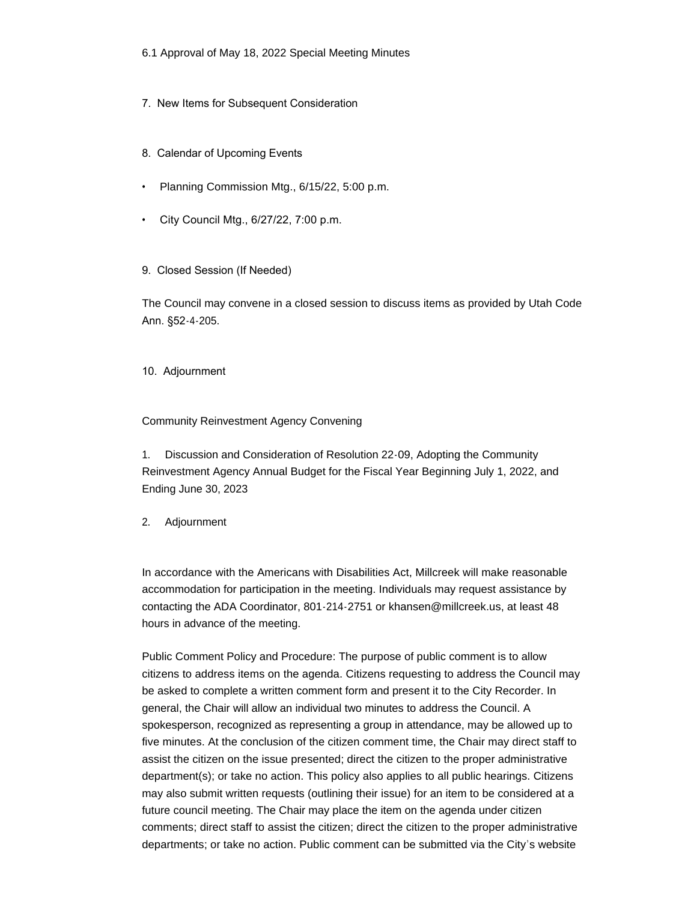6.1 Approval of May 18, 2022 Special Meeting Minutes

7. New Items for Subsequent Consideration

8. Calendar of Upcoming Events

- Planning Commission Mtg., 6/15/22, 5:00 p.m.
- City Council Mtg., 6/27/22, 7:00 p.m.

9. Closed Session (If Needed)

The Council may convene in a closed session to discuss items as provided by Utah Code Ann. §52-4-205.

10. Adjournment

Community Reinvestment Agency Convening

1. Discussion and Consideration of Resolution 22-09, Adopting the Community Reinvestment Agency Annual Budget for the Fiscal Year Beginning July 1, 2022, and Ending June 30, 2023

2. Adjournment

In accordance with the Americans with Disabilities Act, Millcreek will make reasonable accommodation for participation in the meeting. Individuals may request assistance by contacting the ADA Coordinator, 801-214-2751 or khansen@millcreek.us, at least 48 hours in advance of the meeting.

Public Comment Policy and Procedure: The purpose of public comment is to allow citizens to address items on the agenda. Citizens requesting to address the Council may be asked to complete a written comment form and present it to the City Recorder. In general, the Chair will allow an individual two minutes to address the Council. A spokesperson, recognized as representing a group in attendance, may be allowed up to five minutes. At the conclusion of the citizen comment time, the Chair may direct staff to assist the citizen on the issue presented; direct the citizen to the proper administrative department(s); or take no action. This policy also applies to all public hearings. Citizens may also submit written requests (outlining their issue) for an item to be considered at a future council meeting. The Chair may place the item on the agenda under citizen comments; direct staff to assist the citizen; direct the citizen to the proper administrative departments; or take no action. Public comment can be submitted via the City's website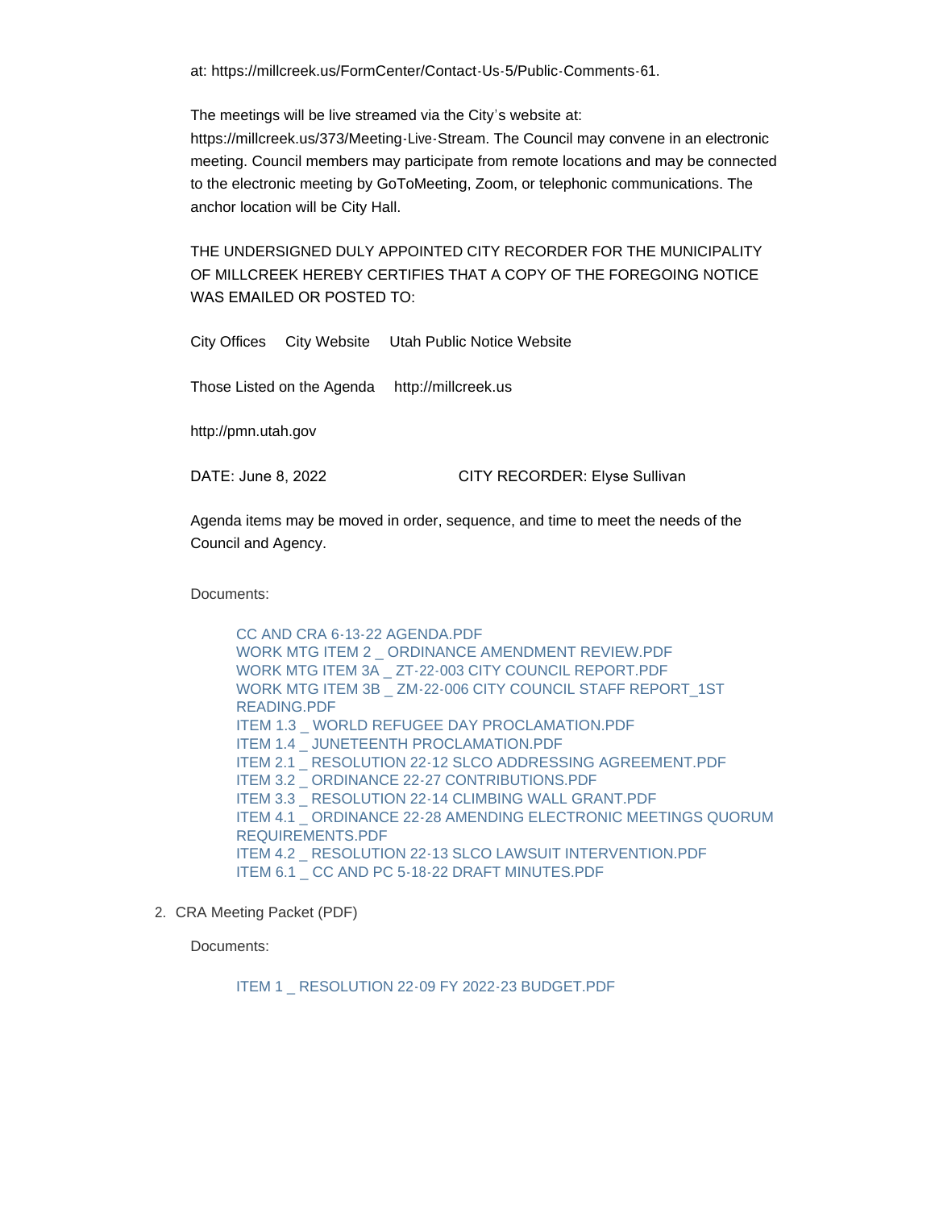at: https://millcreek.us/FormCenter/Contact-Us-5/Public-Comments-61.

The meetings will be live streamed via the City's website at: https://millcreek.us/373/Meeting-Live-Stream. The Council may convene in an electronic meeting. Council members may participate from remote locations and may be connected to the electronic meeting by GoToMeeting, Zoom, or telephonic communications. The anchor location will be City Hall.

THE UNDERSIGNED DULY APPOINTED CITY RECORDER FOR THE MUNICIPALITY OF MILLCREEK HEREBY CERTIFIES THAT A COPY OF THE FOREGOING NOTICE WAS EMAILED OR POSTED TO:

City Offices    City Website    Utah Public Notice Website

Those Listed on the Agenda    http://millcreek.us

http://pmn.utah.gov

DATE: June 8, 2022    CITY RECORDER: Elyse Sullivan

Agenda items may be moved in order, sequence, and time to meet the needs of the Council and Agency.

Documents:

- CC AND CRA 6-13-22 AGENDA.PDF
- WORK MTG ITEM 2 _ ORDINANCE AMENDMENT REVIEW.PDF
- WORK MTG ITEM 3A _ ZT-22-003 CITY COUNCIL REPORT.PDF
- WORK MTG ITEM 3B _ ZM-22-006 CITY COUNCIL STAFF REPORT_1ST READING.PDF
- ITEM 1.3 _ WORLD REFUGEE DAY PROCLAMATION.PDF
- ITEM 1.4 _ JUNETEENTH PROCLAMATION.PDF
- ITEM 2.1 _ RESOLUTION 22-12 SLCO ADDRESSING AGREEMENT.PDF
- ITEM 3.2 _ ORDINANCE 22-27 CONTRIBUTIONS.PDF
- ITEM 3.3 _ RESOLUTION 22-14 CLIMBING WALL GRANT.PDF
- ITEM 4.1 _ ORDINANCE 22-28 AMENDING ELECTRONIC MEETINGS QUORUM REQUIREMENTS.PDF
- ITEM 4.2 _ RESOLUTION 22-13 SLCO LAWSUIT INTERVENTION.PDF
- ITEM 6.1 _ CC AND PC 5-18-22 DRAFT MINUTES.PDF

2. CRA Meeting Packet (PDF)

Documents:

- ITEM 1 _ RESOLUTION 22-09 FY 2022-23 BUDGET.PDF